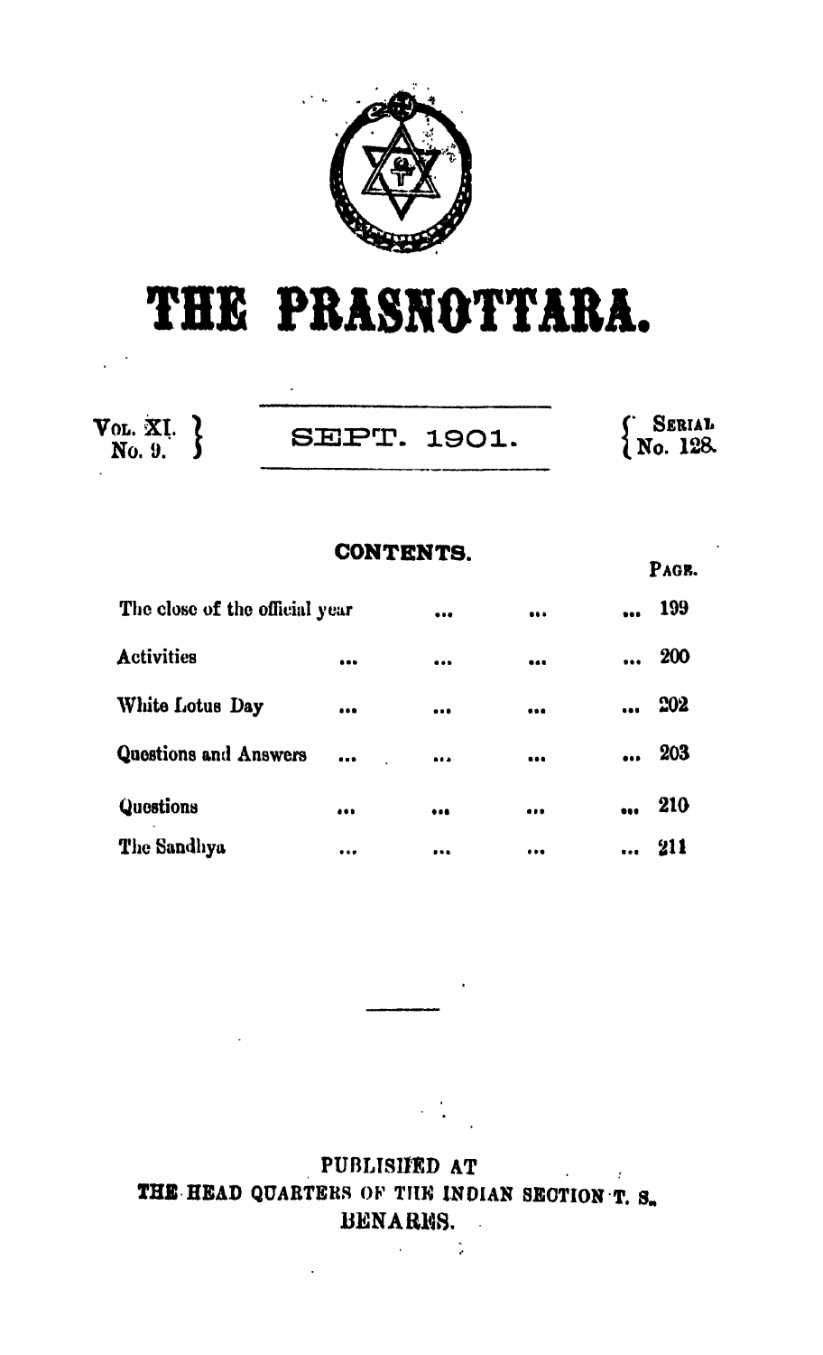# THE PRASNOTTARA.

Vol. XI. No. 9. — SEPT. 1901. — Serial No. 128.

## CONTENTS.

| | Page. |
|---|---|
| The close of the official year ... ... ... | 199 |
| Activities ... ... ... ... | 200 |
| White Lotus Day ... ... ... ... | 202 |
| Questions and Answers ... ... ... ... | 203 |
| Questions ... ... ... ... | 210 |
| The Sandhya ... ... ... ... | 211 |

PUBLISHED AT
THE HEAD QUARTERS OF THE INDIAN SECTION T. S.,
BENARES.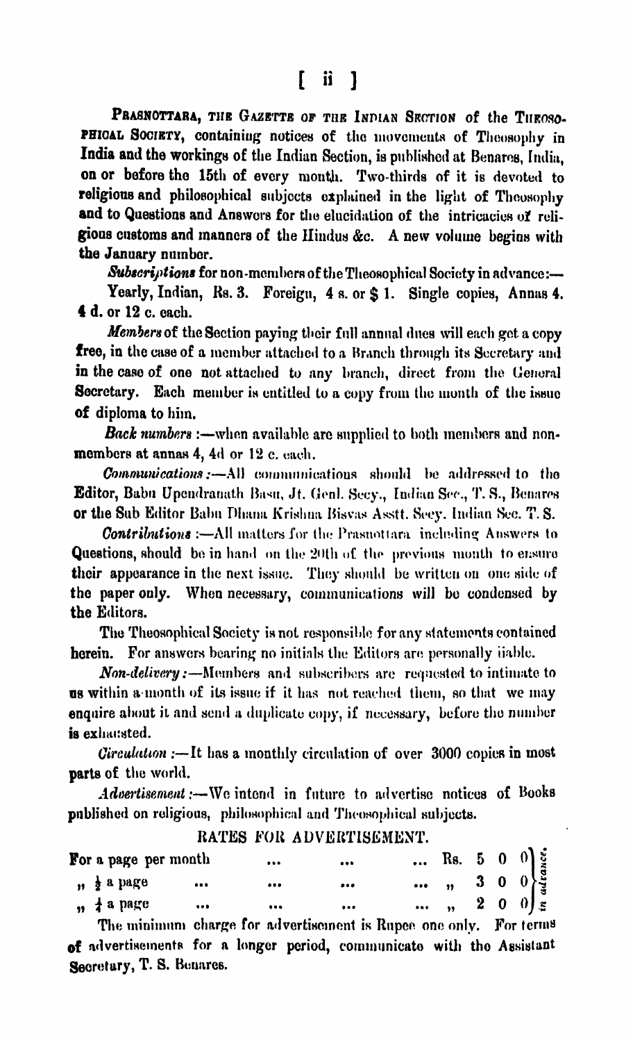**Prasnottara, the Gazette of the Indian Section** of the **Theosophical Society**, containing notices of the movements of Theosophy in India and the workings of the Indian Section, is published at Benares, India, on or before the 15th of every month. Two-thirds of it is devoted to religious and philosophical subjects explained in the light of Theosophy and to Questions and Answers for the elucidation of the intricacies of religious customs and manners of the Hindus &c. A new volume begins with the January number.

***Subscriptions*** for non-members of the Theosophical Society in advance:—

Yearly, Indian, Rs. 3. Foreign, 4 s. or $ 1. Single copies, Annas 4. 4 d. or 12 c. each.

***Members*** of the Section paying their full annual dues will each get a copy free, in the case of a member attached to a Branch through its Secretary and in the case of one not attached to any branch, direct from the General Secretary. Each member is entitled to a copy from the month of the issue of diploma to him.

***Back numbers*** :—when available are supplied to both members and non-members at annas 4, 4d or 12 c. each.

***Communications*** :—All communications should be addressed to the Editor, Babu Upendranath Basu, Jt. Genl. Secy., Indian Sec., T. S., Benares or the Sub Editor Babu Dhana Krishna Bisvas Asstt. Secy. Indian Sec. T. S.

***Contributions*** :—All matters for the Prasnottara including Answers to Questions, should be in hand on the 20th of the previous month to ensure their appearance in the next issue. They should be written on one side of the paper only. When necessary, communications will be condensed by the Editors.

The Theosophical Society is not responsible for any statements contained herein. For answers bearing no initials the Editors are personally liable.

***Non-delivery*** :—Members and subscribers are requested to intimate to us within a month of its issue if it has not reached them, so that we may enquire about it and send a duplicate copy, if necessary, before the number is exhausted.

***Circulation*** :—It has a monthly circulation of over 3000 copies in most parts of the world.

***Advertisement*** :—We intend in future to advertise notices of Books published on religious, philosophical and Theosophical subjects.

RATES FOR ADVERTISEMENT.

| | | |
|---|---|---|
| For a page per month ... ... ... | Rs. 5 0 0 | in advance. |
| " ½ a page ... ... ... ... | " 3 0 0 | |
| " ¼ a page ... ... ... ... | " 2 0 0 | |

The minimum charge for advertisement is Rupee one only. For terms of advertisements for a longer period, communicate with the Assistant Secretary, T. S. Benares.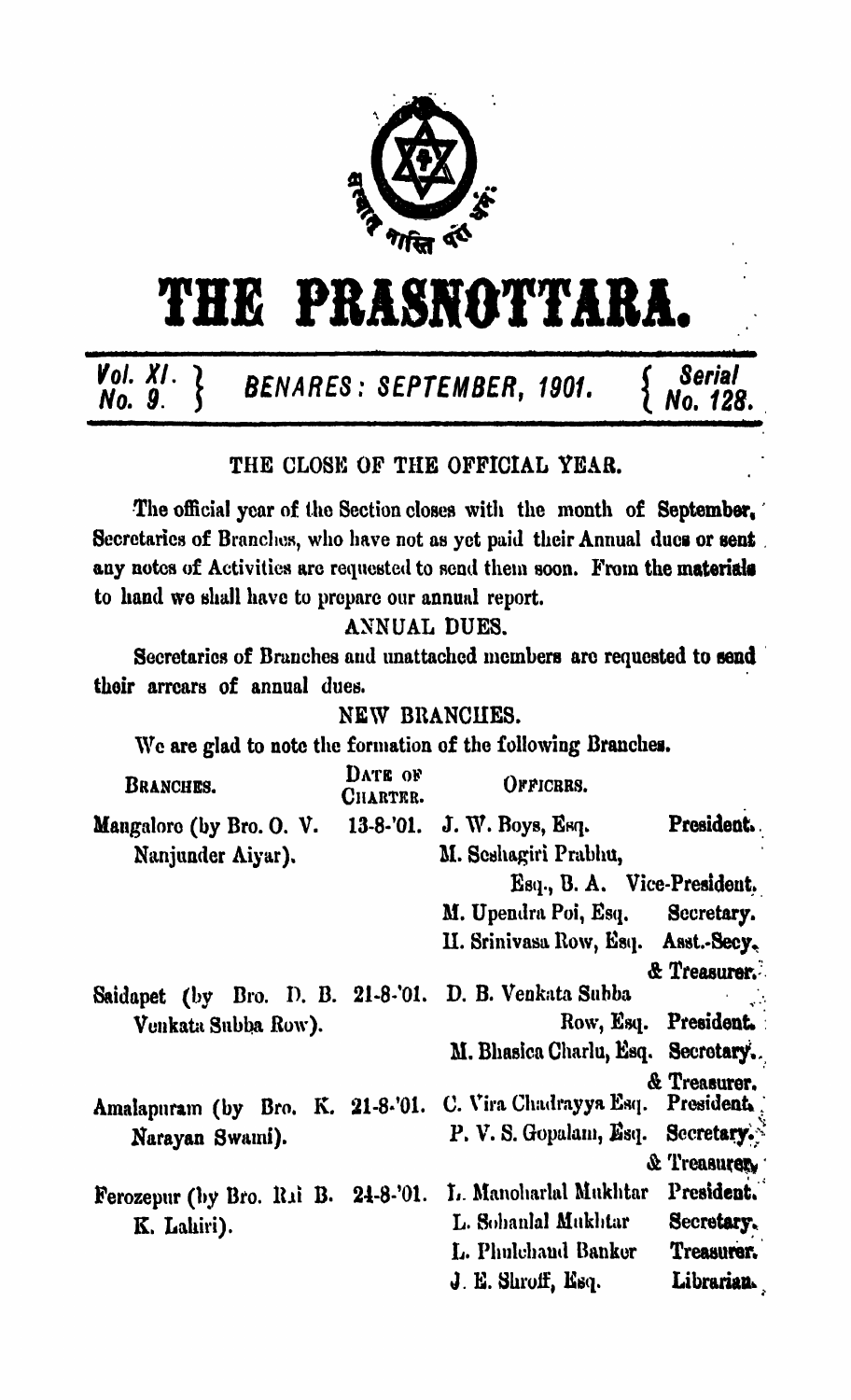# THE PRASNOTTARA.

Vol. XI. No. 9. — BENARES: SEPTEMBER, 1901. — Serial No. 128.

## THE CLOSE OF THE OFFICIAL YEAR.

The official year of the Section closes with the month of September. Secretaries of Branches, who have not as yet paid their Annual dues or sent any notes of Activities are requested to send them soon. From the materials to hand we shall have to prepare our annual report.

## ANNUAL DUES.

Secretaries of Branches and unattached members are requested to send their arrears of annual dues.

## NEW BRANCHES.

We are glad to note the formation of the following Branches.

| BRANCHES. | DATE OF CHARTER. | OFFICERS. | |
|---|---|---|---|
| Mangalore (by Bro. O. V. Nanjunder Aiyar). | 13-8-'01. | J. W. Boys, Esq. | President. |
| | | M. Seshagiri Prabhu, Esq., B. A. | Vice-President. |
| | | M. Upendra Poi, Esq. | Secretary. |
| | | H. Srinivasa Row, Esq. | Asst.-Secy. & Treasurer. |
| Saidapet (by Bro. D. B. Venkata Subba Row). | 21-8-'01. | D. B. Venkata Subba Row, Esq. | President. |
| | | M. Bhasica Charlu, Esq. | Secretary. & Treasurer. |
| Amalapuram (by Bro. K. Narayan Swami). | 21-8-'01. | C. Vira Chadrayya Esq. | President. |
| | | P. V. S. Gopalam, Esq. | Secretary. & Treasurer. |
| Ferozepur (by Bro. Rai B. K. Lahiri). | 24-8-'01. | L. Manoharlal Mukhtar | President. |
| | | L. Sohanlal Mukhtar | Secretary. |
| | | L. Phulchand Banker | Treasurer. |
| | | J. E. Shroff, Esq. | Librarian. |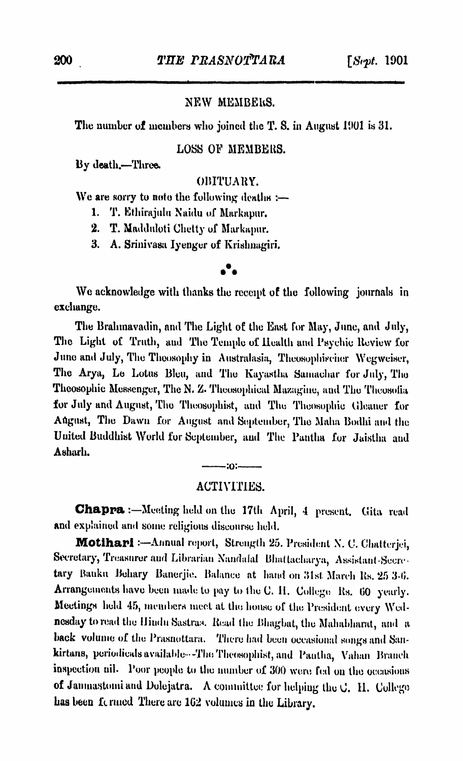## NEW MEMBERS.

The number of members who joined the T. S. in August 1901 is 31.

## LOSS OF MEMBERS.

By death.—Three.

## OBITUARY.

We are sorry to note the following deaths :—

1. T. Ethirajulu Naidu of Markapur.
2. T. Madduloti Chetty of Markapur.
3. A. Srinivasa Iyenger of Krishnagiri.

∴

We acknowledge with thanks the receipt of the following journals in exchange.

The Brahmavadin, and The Light of the East for May, June, and July, The Light of Truth, and The Temple of Health and Psychic Review for June and July, The Theosophy in Australasia, Theosophischer Wegweiser, The Arya, Le Lotus Bleu, and The Kayastha Samachar for July, The Theosophic Messenger, The N. Z. Theosophical Mazagine, and The Theosofia for July and August, The Theosophist, and The Theosophic Gleaner for Aûgust, The Dawn for August and September, The Maha Bodhi and the United Buddhist World for September, and The Pantha for Jaistha and Asharh.

—:o:—

## ACTIVITIES.

**Chapra** :—Meeting held on the 17th April, 4 present. Gita read and explained and some religious discourse held.

**Motihari** :—Annual report, Strength 25. President N. C. Chatterjei, Secretary, Treasurer and Librarian Nandalal Bhattacharya, Assistant-Secretary Banku Behary Banerjie. Balance at hand on 31st March Rs. 25-3-6. Arrangements have been made to pay to the C. H. College Rs. 60 yearly. Meetings held 45, members meet at the house of the President every Wednesday to read the Hindu Sastras. Read the Bhagbat, the Mahabharat, and a back volume of the Prasnottara. There had been occasional songs and Sankirtans, periodicals available—The Theosophist, and Pantha, Vahan Branch inspection nil. Poor people to the number of 300 were fed on the occasions of Janmastomi and Dolejatra. A committee for helping the C. H. College has been formed There are 162 volumes in the Library.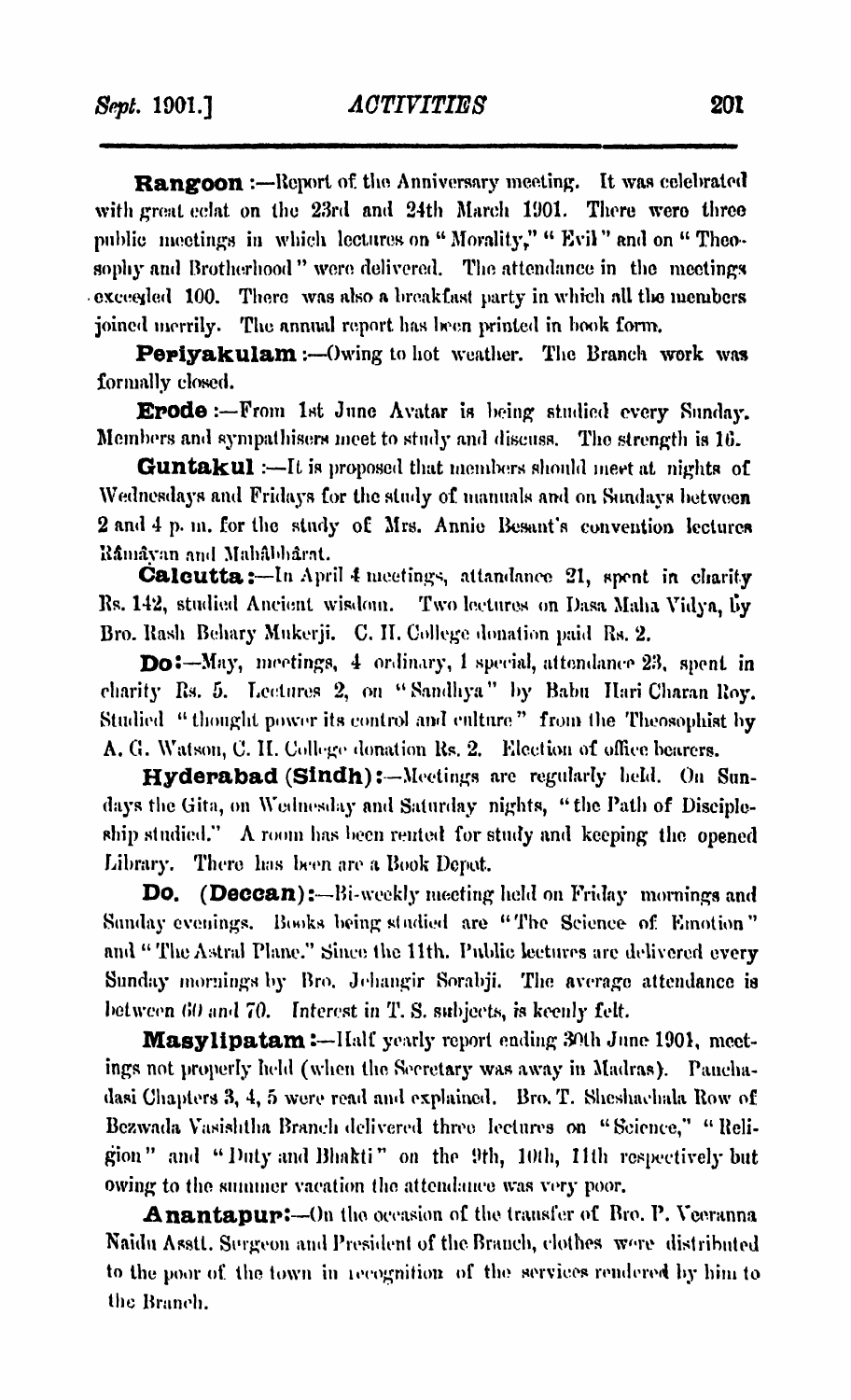**Rangoon** :—Report of the Anniversary meeting. It was celebrated with great eclat on the 23rd and 24th March 1901. There were three public meetings in which lectures on "Morality," "Evil" and on "Theosophy and Brotherhood" were delivered. The attendance in the meetings exceeded 100. There was also a breakfast party in which all the members joined merrily. The annual report has been printed in book form.

**Periyakulam** :—Owing to hot weather. The Branch work was formally closed.

**Erode** :—From 1st June Avatar is being studied every Sunday. Members and sympathisers meet to study and discuss. The strength is 16.

**Guntakul** :—It is proposed that members should meet at nights of Wednesdays and Fridays for the study of manuals and on Sundays between 2 and 4 p. m. for the study of Mrs. Annie Besant's convention lectures Râmâyan and Mahâbhârat.

**Calcutta** :—In April 4 meetings, attandance 21, spent in charity Rs. 142, studied Ancient wisdom. Two lectures on Dasa Maha Vidya, by Bro. Rash Behary Mukerji. C. H. College donation paid Rs. 2.

**Do** :—May, meetings, 4 ordinary, 1 special, attendance 23, spent in charity Rs. 5. Lectures 2, on "Sandhya" by Babu Hari Charan Roy. Studied "thought power its control and culture" from the Theosophist by A. G. Watson, C. H. College donation Rs. 2. Election of office bearers.

**Hyderabad (Sindh)** :—Meetings are regularly held. On Sundays the Gita, on Wednesday and Saturday nights, "the Path of Discipleship studied." A room has been rented for study and keeping the opened Library. There has been are a Book Depot.

**Do. (Deccan)** :—Bi-weekly meeting held on Friday mornings and Sunday evenings. Books being studied are "The Science of Emotion" and "The Astral Plane." Since the 11th. Public lectures are delivered every Sunday mornings by Bro. Jehangir Sorabji. The average attendance is between 60 and 70. Interest in T. S. subjects, is keenly felt.

**Masylipatam** :—Half yearly report ending 30th June 1901, meetings not properly held (when the Secretary was away in Madras). Panchadasi Chapters 3, 4, 5 were read and explained. Bro. T. Sheshachala Row of Bezwada Vasishtha Branch delivered three lectures on "Science," "Religion" and "Duty and Bhakti" on the 9th, 10th, 11th respectively but owing to the summer vacation the attendance was very poor.

**Anantapur** :—On the occasion of the transfer of Bro. P. Veeranna Naidu Asstt. Surgeon and President of the Branch, clothes were distributed to the poor of the town in recognition of the services rendered by him to the Branch.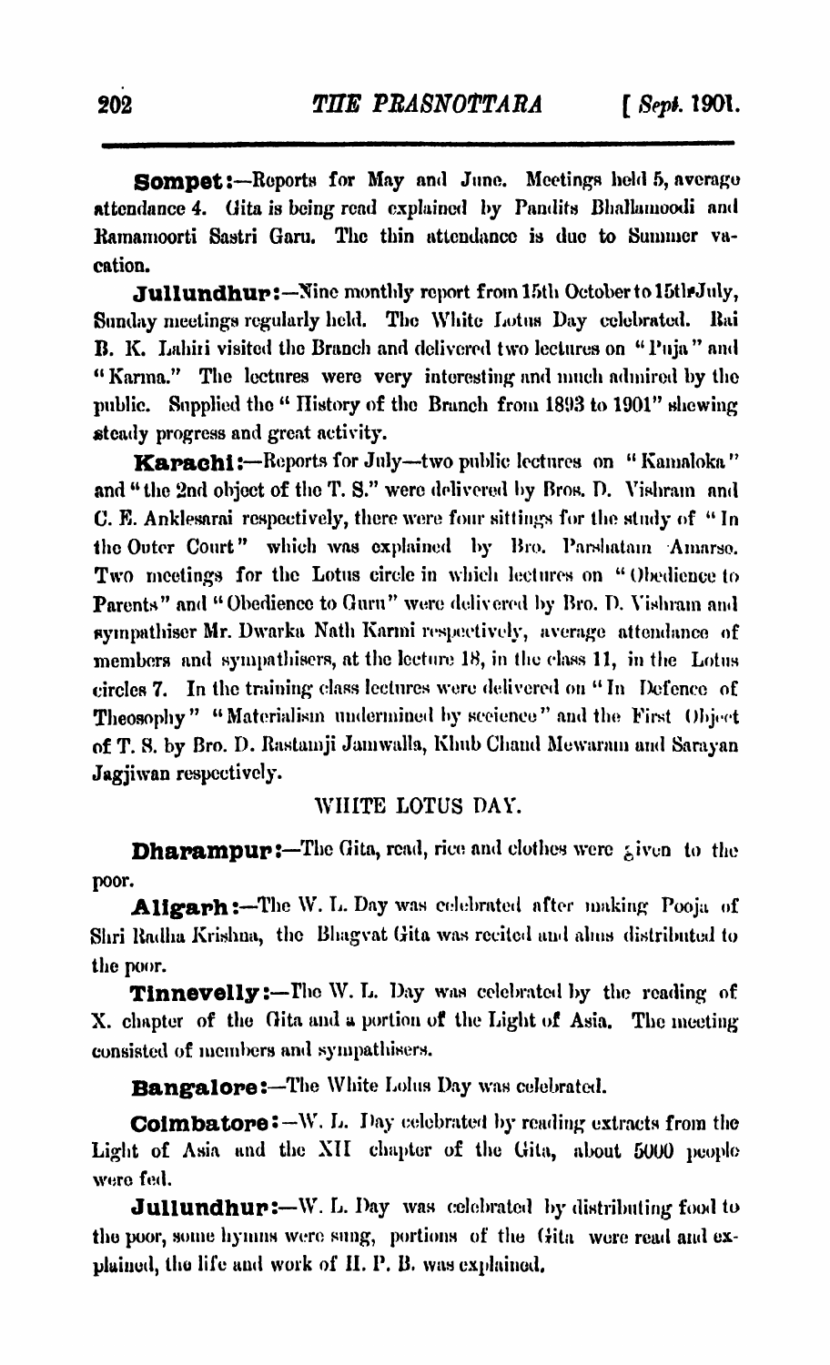**Sompet:**—Reports for May and June. Meetings held 5, average attendance 4. Gita is being read explained by Pandits Bhallamoodi and Ramamoorti Sastri Garu. The thin attendance is due to Summer vacation.

**Jullundhur:**—Nine monthly report from 15th October to 15th July, Sunday meetings regularly held. The White Lotus Day celebrated. Rai B. K. Lahiri visited the Branch and delivered two lectures on "Puja" and "Karma." The lectures were very interesting and much admired by the public. Supplied the "History of the Branch from 1893 to 1901" shewing steady progress and great activity.

**Karachi:**—Reports for July—two public lectures on "Kamaloka" and "the 2nd object of the T. S." were delivered by Bros. D. Vishram and C. E. Anklesarai respectively, there were four sittings for the study of "In the Outer Court" which was explained by Bro. Parshatam Amarso. Two meetings for the Lotus circle in which lectures on "Obedience to Parents" and "Obedience to Guru" were delivered by Bro. D. Vishram and sympathiser Mr. Dwarka Nath Karmi respectively, average attendance of members and sympathisers, at the lecture 18, in the class 11, in the Lotus circles 7. In the training class lectures were delivered on "In Defence of Theosophy" "Materialism undermined by science" and the First Object of T. S. by Bro. D. Rastamji Jamwalla, Khub Chand Mewaram and Sarayan Jagjiwan respectively.

## WHITE LOTUS DAY.

**Dharampur:**—The Gita, read, rice and clothes were given to the poor.

**Aligarh:**—The W. L. Day was celebrated after making Pooja of Shri Radha Krishna, the Bhagvat Gita was recited and alms distributed to the poor.

**Tinnevelly:**—The W. L. Day was celebrated by the reading of X. chapter of the Gita and a portion of the Light of Asia. The meeting consisted of members and sympathisers.

**Bangalore:**—The White Lotus Day was celebrated.

**Coimbatore:**—W. L. Day celebrated by reading extracts from the Light of Asia and the XII chapter of the Gita, about 5000 people were fed.

**Jullundhur:**—W. L. Day was celebrated by distributing food to the poor, some hymns were sung, portions of the Gita were read and explained, the life and work of H. P. B. was explained.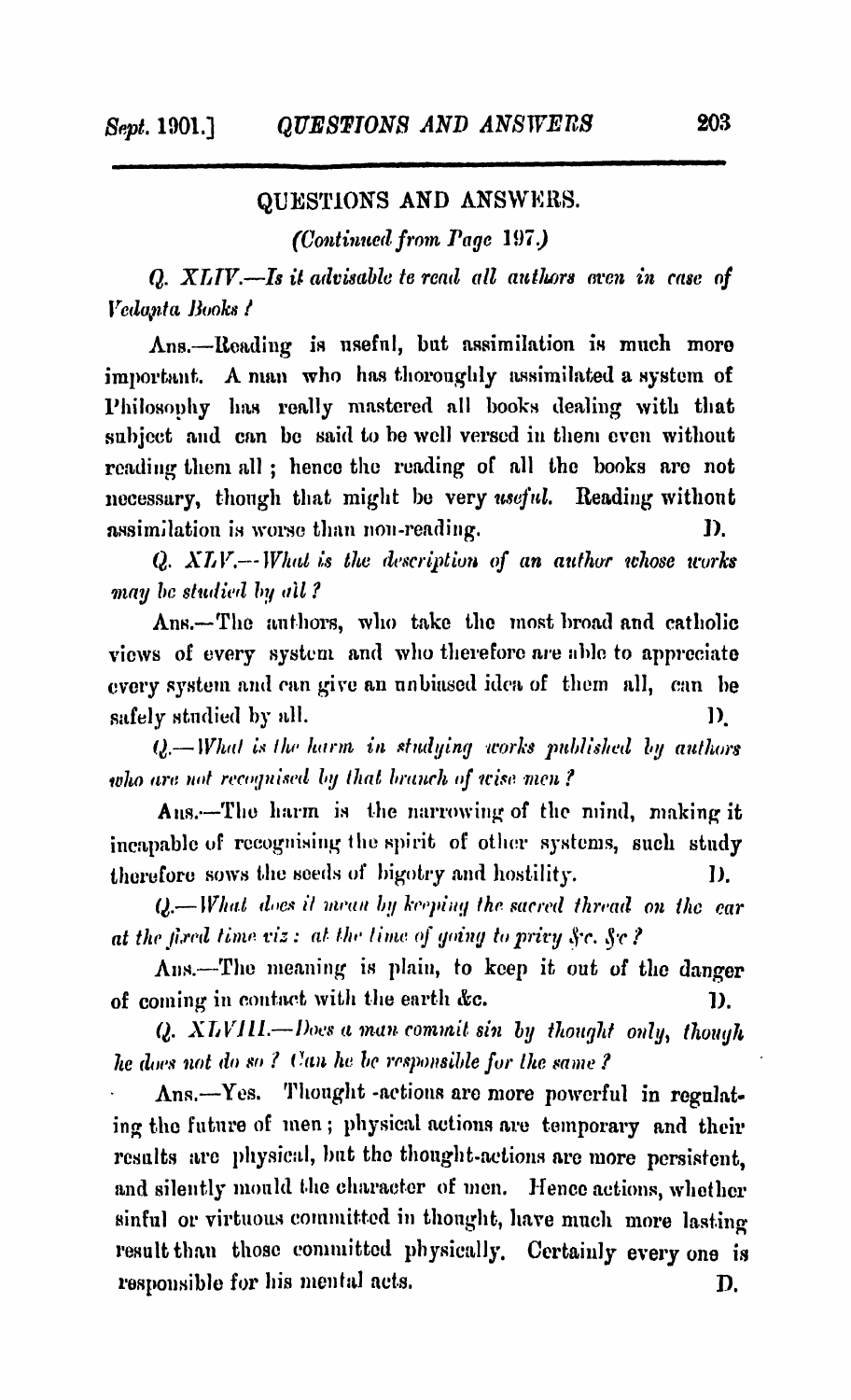## QUESTIONS AND ANSWERS.

*(Continued from Page 197.)*

*Q. XLIV.—Is it advisable to read all authors even in case of Vedanta Books?*

Ans.—Reading is useful, but assimilation is much more important. A man who has thoroughly assimilated a system of Philosophy has really mastered all books dealing with that subject and can be said to be well versed in them even without reading them all; hence the reading of all the books are not necessary, though that might be very *useful.* Reading without assimilation is worse than non-reading. D.

*Q. XLV.—What is the description of an author whose works may be studied by all?*

Ans.—The authors, who take the most broad and catholic views of every system and who therefore are able to appreciate every system and can give an unbiased idea of them all, can be safely studied by all. D.

*Q.—What is the harm in studying works published by authors who are not recognised by that branch of wise men?*

Ans.—The harm is the narrowing of the mind, making it incapable of recognising the spirit of other systems, such study therefore sows the seeds of bigotry and hostility. D.

*Q.—What does it mean by keeping the sacred thread on the ear at the fixed time viz: at the time of going to privy &c. &c?*

Ans.—The meaning is plain, to keep it out of the danger of coming in contact with the earth &c. D.

*Q. XLVIII.—Does a man commit sin by thought only, though he does not do so? Can he be responsible for the same?*

Ans.—Yes. Thought -actions are more powerful in regulating the future of men; physical actions are temporary and their results are physical, but the thought-actions are more persistent, and silently mould the character of men. Hence actions, whether sinful or virtuous committed in thought, have much more lasting result than those committed physically. Certainly every one is responsible for his mental acts. D.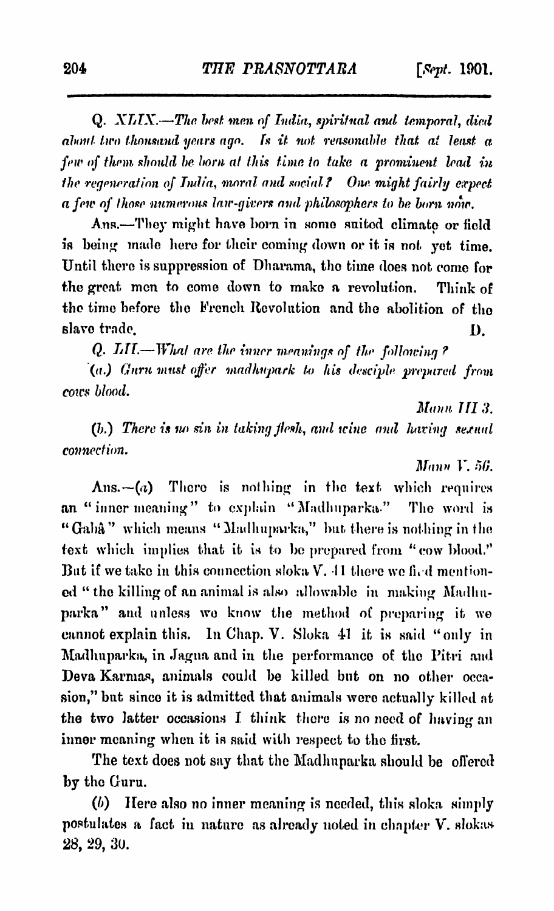*Q. XLIX.—The best men of India, spiritual and temporal, died about two thousand years ago. Is it not reasonable that at least a few of them should be born at this time to take a prominent lead in the regeneration of India, moral and social? One might fairly expect a few of those numerous law-givers and philosophers to be born now.*

Ans.—They might have born in some suited climate or field is being made here for their coming down or it is not yet time. Until there is suppression of Dharama, the time does not come for the great men to come down to make a revolution. Think of the time before the French Revolution and the abolition of the slave trade. D.

*Q. LII.—What are the inner meanings of the following?*

*(a.) Guru must offer madhupark to his desciple prepared from cows blood.*

*Manu III 3.*

*(b.) There is no sin in taking flesh, and wine and having sexual connection.*

*Manu V. 56.*

Ans.—(*a*) There is nothing in the text which requires an "inner meaning" to explain "Madhuparka." The word is "Gabâ" which means "Madhuparka," but there is nothing in the text which implies that it is to be prepared from "cow blood." But if we take in this connection sloka V. 41 there we find mentioned "the killing of an animal is also allowable in making Madhuparka" and unless we know the method of preparing it we cannot explain this. In Chap. V. Sloka 41 it is said "only in Madhuparka, in Jagna and in the performance of the Pitri and Deva Karmas, animals could be killed but on no other occasion," but since it is admitted that animals were actually killed at the two latter occasions I think there is no need of having an inner meaning when it is said with respect to the first.

The text does not say that the Madhuparka should be offered by the Guru.

(*b*) Here also no inner meaning is needed, this sloka simply postulates a fact in nature as already noted in chapter V. slokas 28, 29, 30.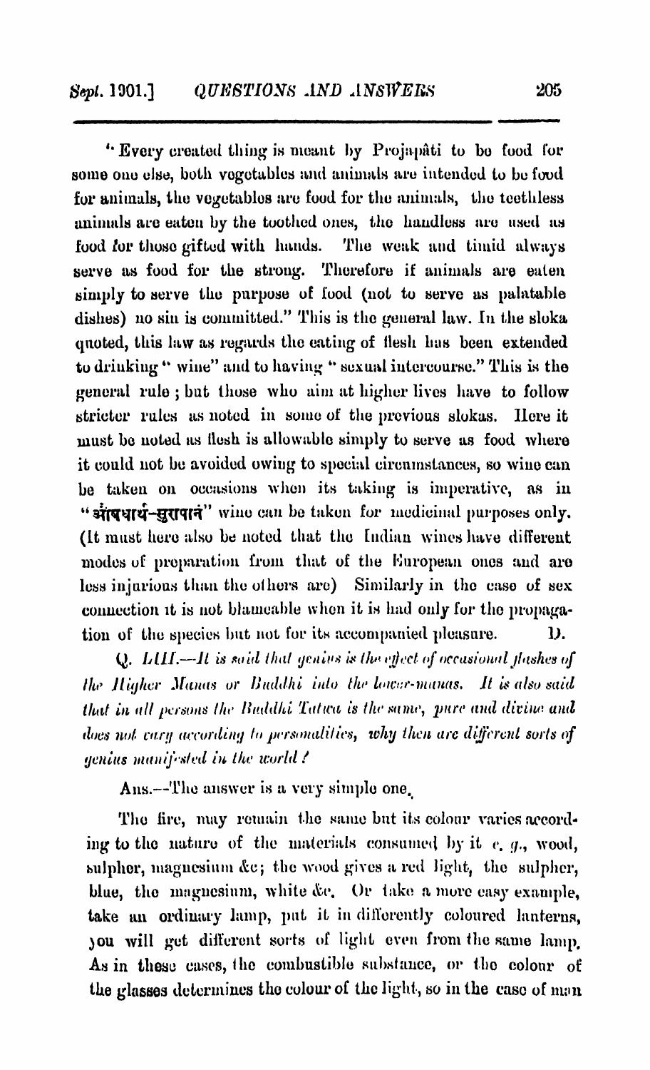"Every created thing is meant by Projapâti to be food for some one else, both vegetables and animals are intended to be food for animals, the vegetables are food for the animals, the teethless animals are eaten by the toothed ones, the handless are used as food for those gifted with hands. The weak and timid always serve as food for the strong. Therefore if animals are eaten simply to serve the purpose of food (not to serve as palatable dishes) no sin is committed." This is the general law. In the sloka quoted, this law as regards the eating of flesh has been extended to drinking "wine" and to having "sexual intercourse." This is the general rule; but those who aim at higher lives have to follow stricter rules as noted in some of the previous slokas. Here it must be noted as flesh is allowable simply to serve as food where it could not be avoided owing to special circumstances, so wine can be taken on occasions when its taking is imperative, as in "औषधार्थं-सुरापानं" wine can be taken for medicinal purposes only. (It must here also be noted that the Indian wines have different modes of preparation from that of the European ones and are less injurious than the others are) Similarly in the case of sex connection it is not blameable when it is had only for the propagation of the species but not for its accompanied pleasure. D.

Q. *LIII.—It is said that genius is the effect of occasional flashes of the Higher Manas or Buddhi into the lower-manas. It is also said that in all persons the Buddhi Tatwa is the same, pure and divine and does not vary according to personalities, why then are different sorts of genius manifested in the world?*

Ans.—The answer is a very simple one.

The fire, may remain the same but its colour varies according to the nature of the materials consumed by it *e. g.*, wood, sulpher, magnesium &c; the wood gives a red light, the sulpher, blue, the magnesium, white &c. Or take a more easy example, take an ordinary lamp, put it in differently coloured lanterns, you will get different sorts of light even from the same lamp. As in these cases, the combustible substance, or the colour of the glasses determines the colour of the light, so in the case of man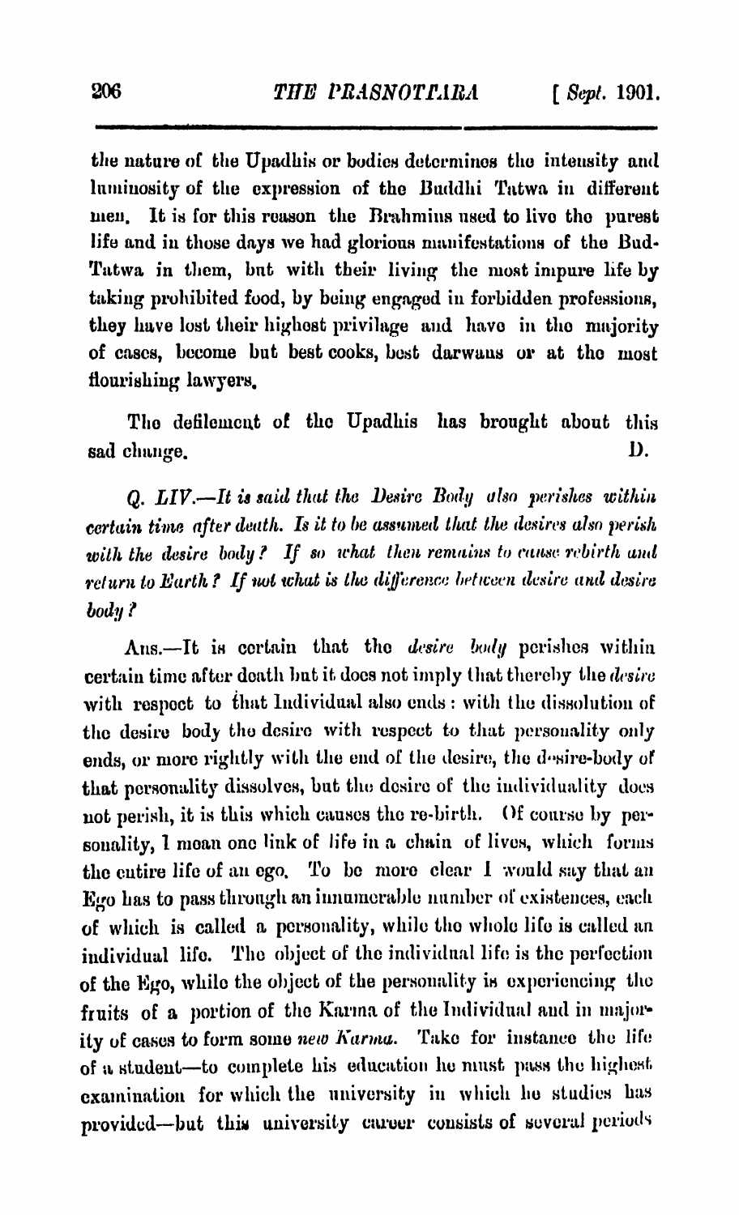the nature of the Upadhis or bodies determines the intensity and luminosity of the expression of the Buddhi Tatwa in different men. It is for this reason the Brahmins used to live the purest life and in those days we had glorious manifestations of the Bud-Tatwa in them, but with their living the most impure life by taking prohibited food, by being engaged in forbidden professions, they have lost their highest privilage and have in the majority of cases, become but best cooks, best darwans or at the most flourishing lawyers.

The defilement of the Upadhis has brought about this sad change. D.

*Q. LIV.—It is said that the Desire Body also perishes within certain time after death. Is it to be assumed that the desires also perish with the desire body? If so what then remains to cause rebirth and return to Earth? If not what is the difference between desire and desire body?*

Ans.—It is certain that the *desire body* perishes within certain time after death but it does not imply that thereby the *desire* with respect to that Individual also ends: with the dissolution of the desire body the desire with respect to that personality only ends, or more rightly with the end of the desire, the desire-body of that personality dissolves, but the desire of the individuality does not perish, it is this which causes the re-birth. (Of course by personality, I mean one link of life in a chain of lives, which forms the entire life of an ego. To be more clear I would say that an Ego has to pass through an innumerable number of existences, each of which is called a personality, while the whole life is called an individual life. The object of the individual life is the perfection of the Ego, while the object of the personality is experiencing the fruits of a portion of the Karma of the Individual and in majority of cases to form some *new Karma*. Take for instance the life of a student—to complete his education he must pass the highest examination for which the university in which he studies has provided—but this university career consists of several periods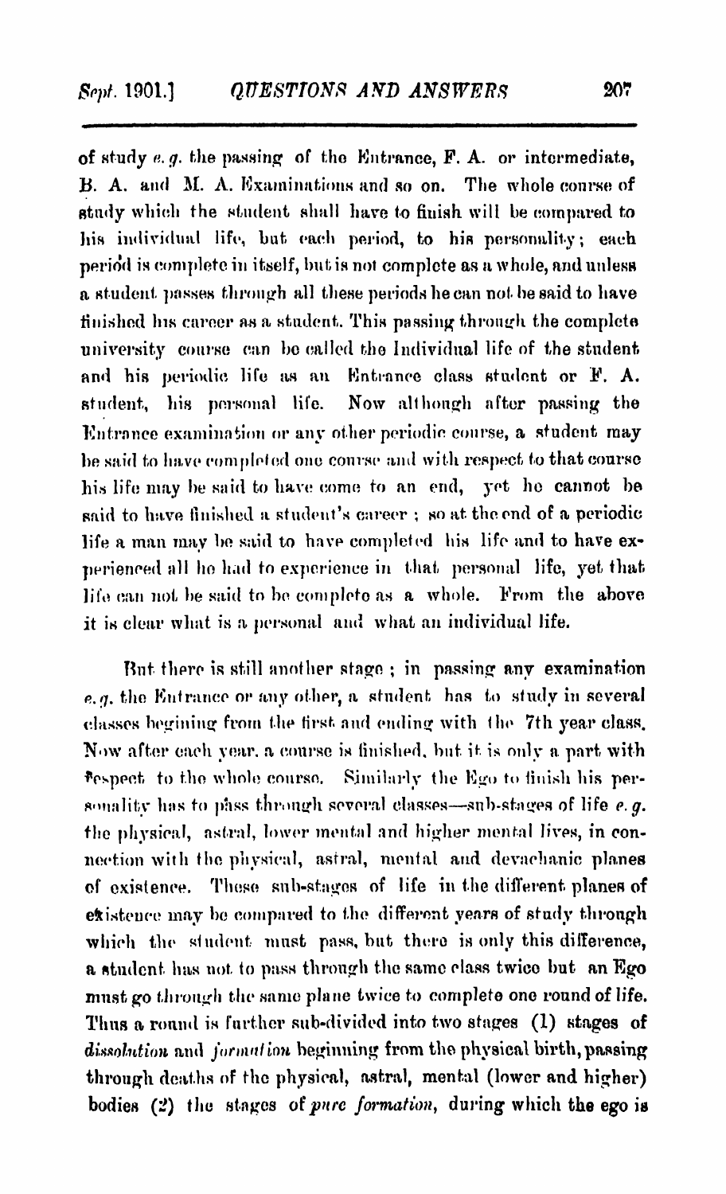of study *e. g.* the passing of the Entrance, F. A. or intermediate, B. A. and M. A. Examinations and so on. The whole course of study which the student shall have to finish will be compared to his individual life, but each period, to his personality; each period is complete in itself, but is not complete as a whole, and unless a student passes through all these periods he can not be said to have finished his career as a student. This passing through the complete university course can be called the Individual life of the student and his periodic life as an Entrance class student or F. A. student, his personal life. Now although after passing the Entrance examination or any other periodic course, a student may be said to have completed one course and with respect to that course his life may be said to have come to an end, yet he cannot be said to have finished a student's career; so at the end of a periodic life a man may be said to have completed his life and to have experienced all he had to experience in that personal life, yet that life can not be said to be complete as a whole. From the above it is clear what is a personal and what an individual life.

But there is still another stage; in passing any examination *e. g.* the Entrance or any other, a student has to study in several classes begining from the first and ending with the 7th year class. Now after each year, a course is finished, but it is only a part with respect to the whole course. Similarly the Ego to finish his personality has to pass through several classes—sub-stages of life *e. g.* the physical, astral, lower mental and higher mental lives, in connection with the physical, astral, mental and devachanic planes of existence. These sub-stages of life in the different planes of existence may be compared to the different years of study through which the student must pass, but there is only this difference, a student has not to pass through the same class twice but an Ego must go through the same plane twice to complete one round of life. Thus a round is further sub-divided into two stages (1) stages of *dissolution* and *formation* beginning from the physical birth, passing through deaths of the physical, astral, mental (lower and higher) bodies (2) the stages of *pure formation*, during which the ego is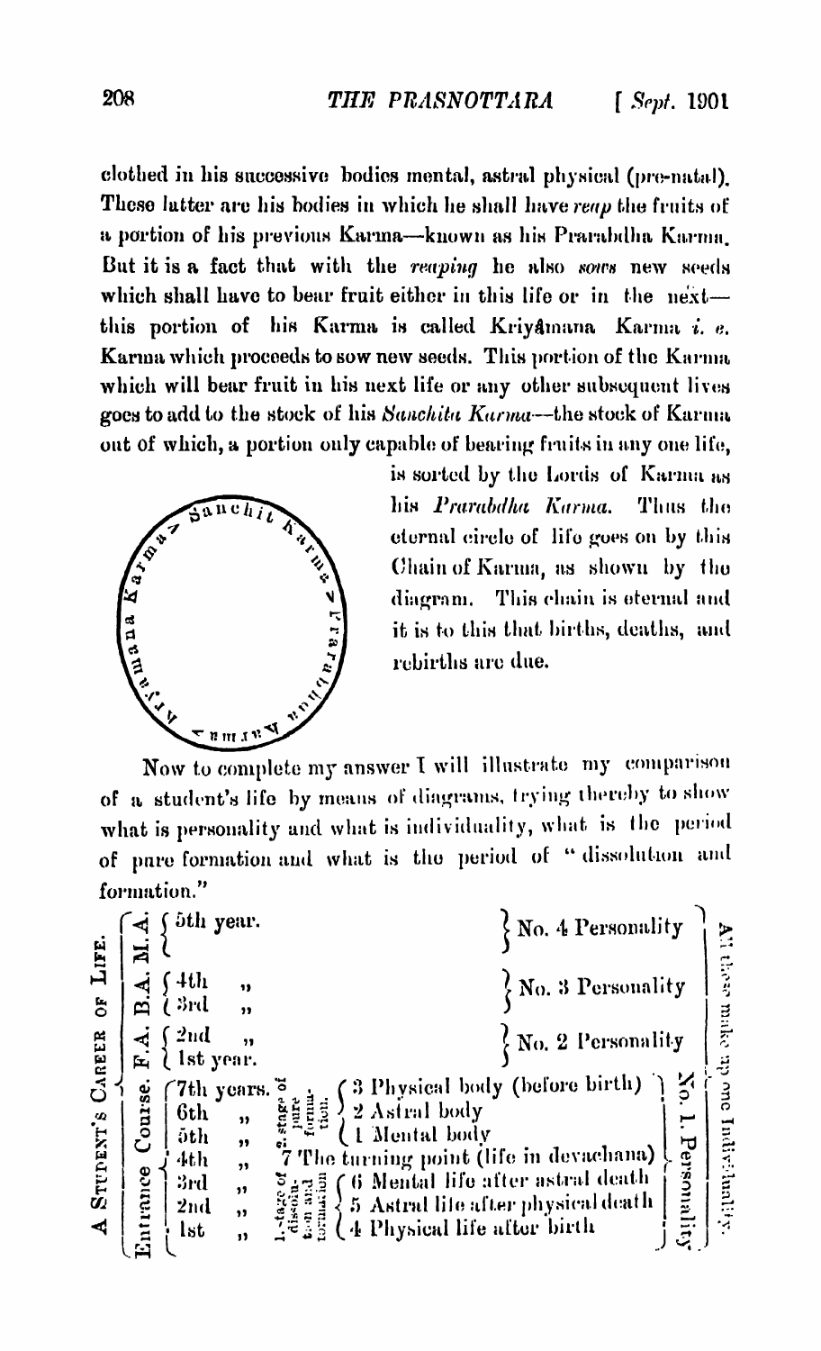clothed in his successive bodies mental, astral physical (pre-natal). These latter are his bodies in which he shall have *reap* the fruits of a portion of his previous Karma—known as his Prarabdha Karma. But it is a fact that with the *reaping* he also *sows* new seeds which shall have to bear fruit either in this life or in the next—this portion of his Karma is called Kriyâmana Karma *i. e.* Karma which proceeds to sow new seeds. This portion of the Karma which will bear fruit in his next life or any other subsequent lives goes to add to the stock of his *Sanchita Karma*—the stock of Karma out of which, a portion only capable of bearing fruits in any one life, is sorted by the Lords of Karma as his *Prarabdha Karma*. Thus the eternal circle of life goes on by this Chain of Karma, as shown by the diagram. This chain is eternal and it is to this that births, deaths, and rebirths are due.

Sanchita Karma → Prarabdha Karma → Kriyamana Karma → Sanchita Karma

Now to complete my answer I will illustrate my comparison of a student's life by means of diagrams, trying thereby to show what is personality and what is individuality, what is the period of pure formation and what is the period of "dissolution and formation."

A STUDENT'S CAREER OF LIFE. (All these make up one Individuality.)

| Course | Year | Stage | Description | Personality |
|---|---|---|---|---|
| M.A. | 5th year. | | | No. 4 Personality |
| B.A. | 4th " | | | No. 3 Personality |
| | 3rd " | | | |
| F.A. | 2nd " | | | No. 2 Personality |
| | 1st year. | | | |
| Entrance Course. | 7th years. | 2. stage of pure formation. | 3 Physical body (before birth) | No. 1. Personality |
| | 6th " | | 2 Astral body | |
| | 5th " | | 1 Mental body | |
| | 4th " | | 7 The turning point (life in devachana) | |
| | 3rd " | 1. stage of dissolution and formation | 6 Mental life after astral death | |
| | 2nd " | | 5 Astral life after physical death | |
| | 1st " | | 4 Physical life after birth | |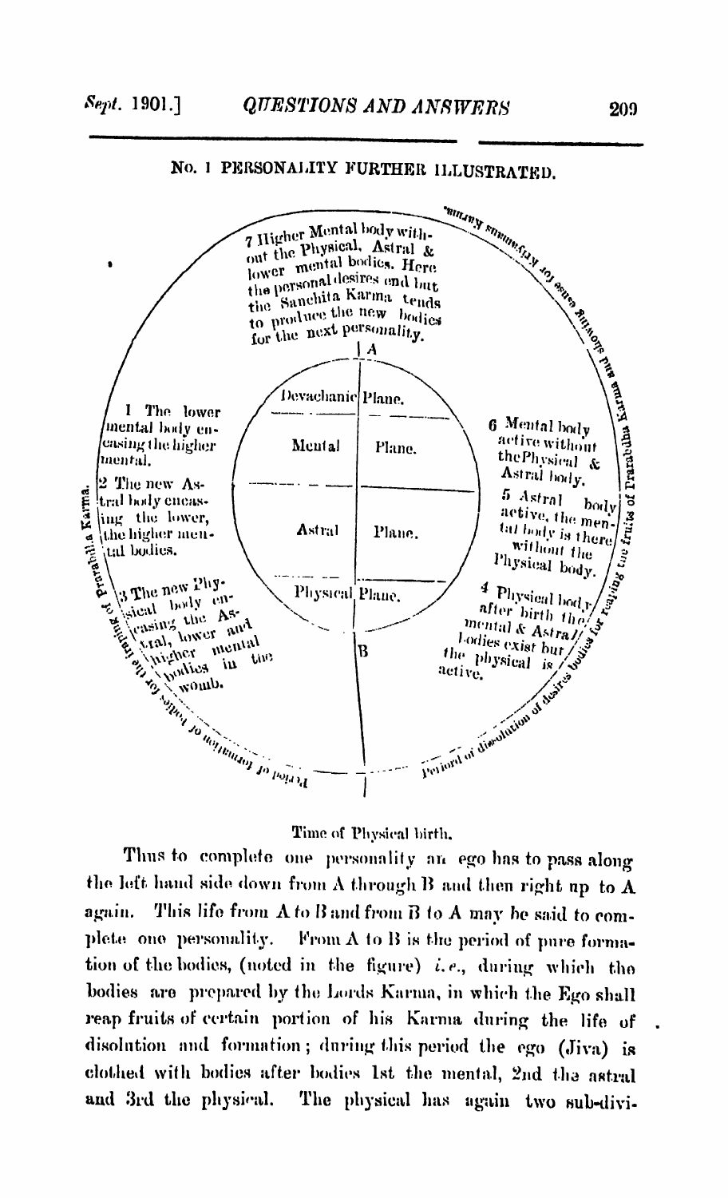## No. 1 PERSONALITY FURTHER ILLUSTRATED.

7 Higher Mental body without the Physical, Astral & lower mental bodies. Here the personal desires end but the Sanchita Karma tends to produce the new bodies for the next personality.

A

Devachanic Plane.

Mental Plane.

Astral Plane.

Physical Plane.

B

1 The lower mental body encasing the higher mental.

2 The new Astral body encasing the lower, the higher mental bodies.

3 The new Physical body encasing the Astral, lower and higher mental bodies in the womb.

6 Mental body active without the Physical & Astral body.

5 Astral body active, the mental body is there without the Physical body.

4 Physical body after birth the mental & Astral bodies exist but the physical is active.

Period of formation of bodies for the fruits of Prarabdha Karma.

Period of dissolution of desires bodies for reaping the fruits of Prarabdha Karma and storing for Sanchita Karma.

Time of Physical birth.

Thus to complete one personality an ego has to pass along the left hand side down from A through B and then right up to A again. This life from A to B and from B to A may be said to complete one personality. From A to B is the period of pure formation of the bodies, (noted in the figure) *i.e.*, during which the bodies are prepared by the Lords Karma, in which the Ego shall reap fruits of certain portion of his Karma during the life of dissolution and formation; during this period the ego (Jiva) is clothed with bodies after bodies 1st the mental, 2nd the astral and 3rd the physical. The physical has again two sub-divi-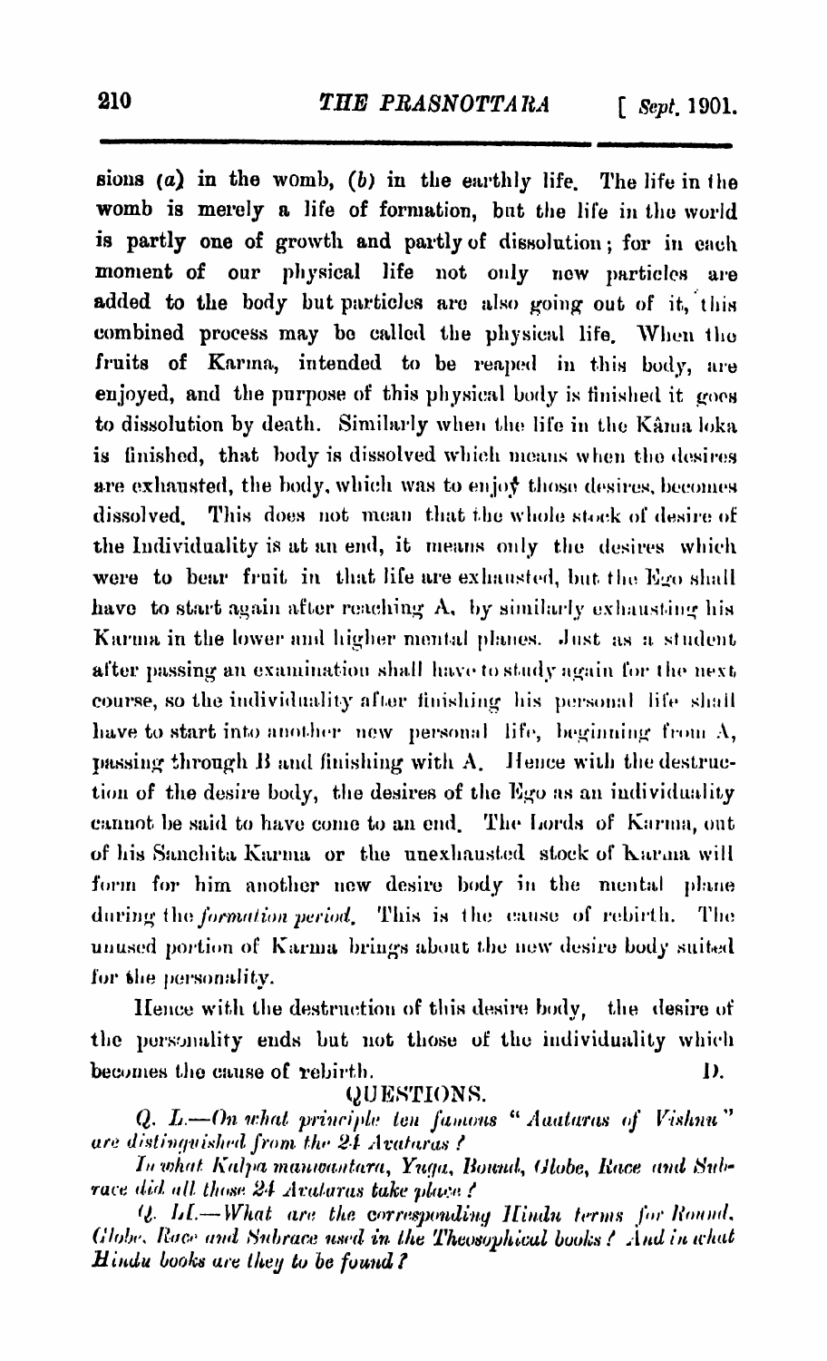sions (*a*) in the womb, (*b*) in the earthly life. The life in the womb is merely a life of formation, but the life in the world is partly one of growth and partly of dissolution; for in each moment of our physical life not only new particles are added to the body but particles are also going out of it, this combined process may be called the physical life. When the fruits of Karma, intended to be reaped in this body, are enjoyed, and the purpose of this physical body is finished it goes to dissolution by death. Similarly when the life in the Kâma loka is finished, that body is dissolved which means when the desires are exhausted, the body, which was to enjoy those desires, becomes dissolved. This does not mean that the whole stock of desire of the Individuality is at an end, it means only the desires which were to bear fruit in that life are exhausted, but the Ego shall have to start again after reaching A, by similarly exhausting his Karma in the lower and higher mental planes. Just as a student after passing an examination shall have to study again for the next course, so the individuality after finishing his personal life shall have to start into another new personal life, beginning from A, passing through B and finishing with A. Hence with the destruction of the desire body, the desires of the Ego as an individuality cannot be said to have come to an end. The Lords of Karma, out of his Sanchita Karma or the unexhausted stock of Karma will form for him another new desire body in the mental plane during the *formation period*. This is the cause of rebirth. The unused portion of Karma brings about the new desire body suited for the personality.

Hence with the destruction of this desire body, the desire of the personality ends but not those of the individuality which becomes the cause of rebirth.

D.

## QUESTIONS.

*Q. L.—On what principle ten famous "Aavataras of Vishnu" are distinguished from the 24 Avataras?*

*In what Kalpa manwantara, Yuga, Round, Globe, Race and Subrace did all those 24 Avataras take place?*

*Q. LI.—What are the corresponding Hindu terms for Round, Globe, Race and Subrace used in the Theosophical books? And in what Hindu books are they to be found?*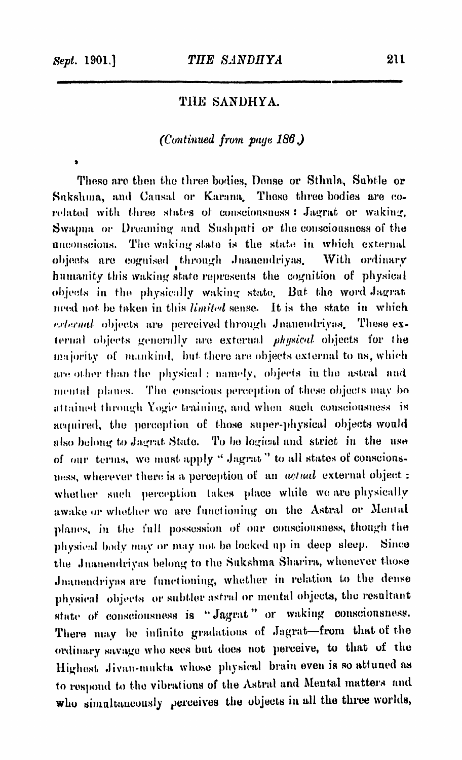## THE SANDHYA.

*(Continued from page 186.)*

These are then the three bodies, Dense or Sthula, Subtle or Sukshma, and Causal or Karana. These three bodies are co-related with three states of consciousness: Jagrat or waking, Swapna or Dreaming and Sushpati or the consciousness of the unconscious. The waking state is the state in which external objects are cognised through Jnanendriyas. With ordinary humanity this waking state represents the cognition of physical objects in the physically waking state. But the word Jagrat need not be taken in this *limited* sense. It is the state in which *external* objects are perceived through Jnanendriyas. These external objects generally are external *physical* objects for the majority of mankind, but there are objects external to us, which are other than the physical: namely, objects in the astral and mental planes. The conscious perception of these objects may be attained through Yogic training, and when such consciousness is acquired, the perception of those super-physical objects would also belong to Jagrat State. To be logical and strict in the use of our terms, we must apply "Jagrat" to all states of consciousness, wherever there is a perception of an *actual* external object: whether such perception takes place while we are physically awake or whether we are functioning on the Astral or Mental planes, in the full possession of our consciousness, though the physical body may or may not be locked up in deep sleep. Since the Jnanendriyas belong to the Sukshma Sharira, whenever those Jnanendriyas are functioning, whether in relation to the dense physical objects or subtler astral or mental objects, the resultant state of consciousness is "Jagrat" or waking consciousness. There may be infinite gradations of Jagrat—from that of the ordinary savage who sees but does not perceive, to that of the Highest Jivan-mukta whose physical brain even is so attuned as to respond to the vibrations of the Astral and Mental matters and who simultaneously perceives the objects in all the three worlds,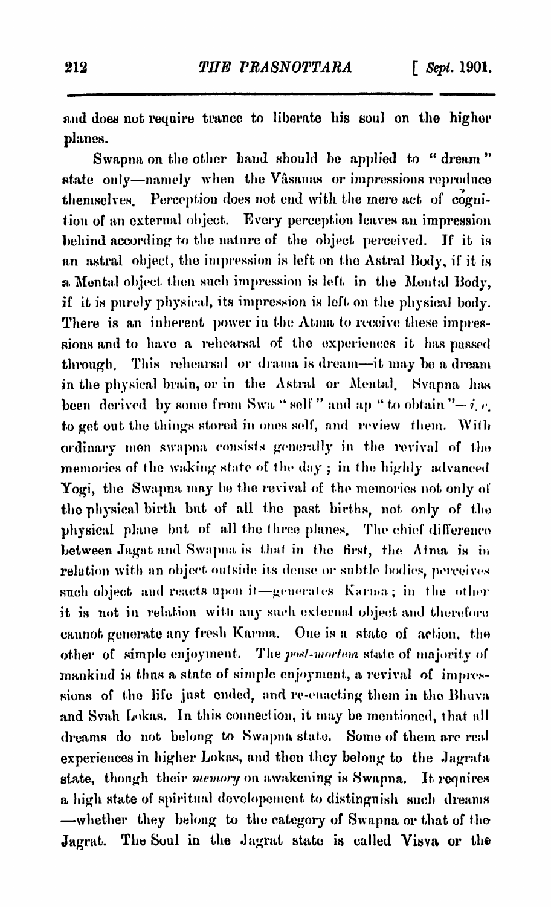and does not require trance to liberate his soul on the higher planes.

Swapna on the other hand should be applied to "dream" state only—namely when the Vâsanas or impressions reproduce themselves. Perception does not end with the mere act of cognition of an external object. Every perception leaves an impression behind according to the nature of the object perceived. If it is an astral object, the impression is left on the Astral Body, if it is a Mental object then such impression is left in the Mental Body, if it is purely physical, its impression is left on the physical body. There is an inherent power in the Atma to receive these impressions and to have a rehearsal of the experiences it has passed through. This rehearsal or drama is dream—it may be a dream in the physical brain, or in the Astral or Mental. Svapna has been derived by some from Swa "self" and ap "to obtain"—*i. e.* to get out the things stored in ones self, and review them. With ordinary men swapna consists generally in the revival of the memories of the waking state of the day; in the highly advanced Yogi, the Swapna may be the revival of the memories not only of the physical birth but of all the past births, not only of the physical plane but of all the three planes. The chief difference between Jagat and Swapna is that in the first, the Atma is in relation with an object outside its dense or subtle bodies, perceives such object and reacts upon it—generates Karma; in the other it is not in relation with any such external object and therefore cannot generate any fresh Karma. One is a state of action, the other of simple enjoyment. The *post-mortem* state of majority of mankind is thus a state of simple enjoyment, a revival of impressions of the life just ended, and re-enacting them in the Bhuva and Svah Lokas. In this connection, it may be mentioned, that all dreams do not belong to Swapna state. Some of them are real experiences in higher Lokas, and then they belong to the Jagrata state, though their *memory* on awakening is Swapna. It requires a high state of spiritual developement to distinguish such dreams —whether they belong to the category of Swapna or that of the Jagrat. The Soul in the Jagrat state is called Visva or the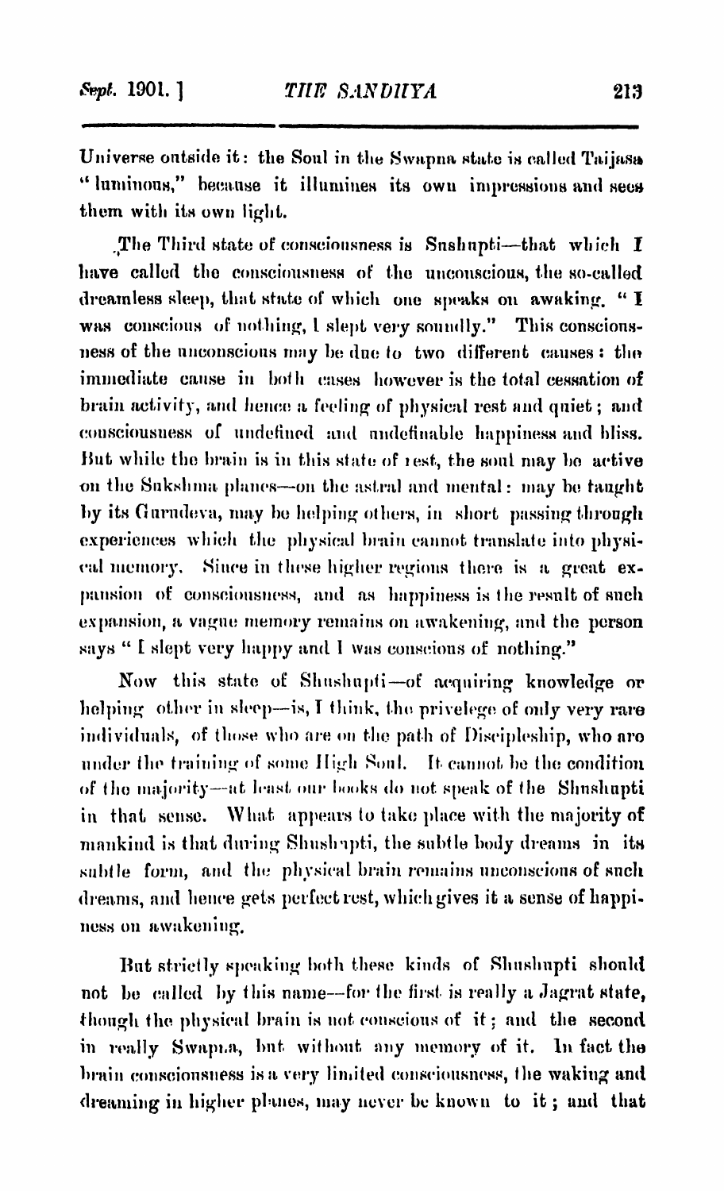Universe outside it: the Soul in the Swapna state is called Taijasa "luminous," because it illumines its own impressions and sees them with its own light.

The Third state of consciousness is Sushupti—that which I have called the consciousness of the unconscious, the so-called dreamless sleep, that state of which one speaks on awaking. "I was conscious of nothing, I slept very soundly." This consciousness of the unconscious may be due to two different causes: the immediate cause in both cases however is the total cessation of brain activity, and hence a feeling of physical rest and quiet; and consciousness of undefined and undefinable happiness and bliss. But while the brain is in this state of rest, the soul may be active on the Sukshma planes—on the astral and mental: may be taught by its Gurudeva, may be helping others, in short passing through experiences which the physical brain cannot translate into physical memory. Since in these higher regions there is a great expansion of consciousness, and as happiness is the result of such expansion, a vague memory remains on awakening, and the person says "I slept very happy and I was conscious of nothing."

Now this state of Shushupti—of acquiring knowledge or helping other in sleep—is, I think, the privelege of only very rare individuals, of those who are on the path of Discipleship, who are under the training of some High Soul. It cannot be the condition of the majority—at least our books do not speak of the Shushupti in that sense. What appears to take place with the majority of mankind is that during Shushupti, the subtle body dreams in its subtle form, and the physical brain remains unconscious of such dreams, and hence gets perfect rest, which gives it a sense of happiness on awakening.

But strictly speaking both these kinds of Shushupti should not be called by this name—for the first is really a Jagrat state, though the physical brain is not conscious of it; and the second in really Swapna, but without any memory of it. In fact the brain consciousness is a very limited consciousness, the waking and dreaming in higher planes, may never be known to it; and that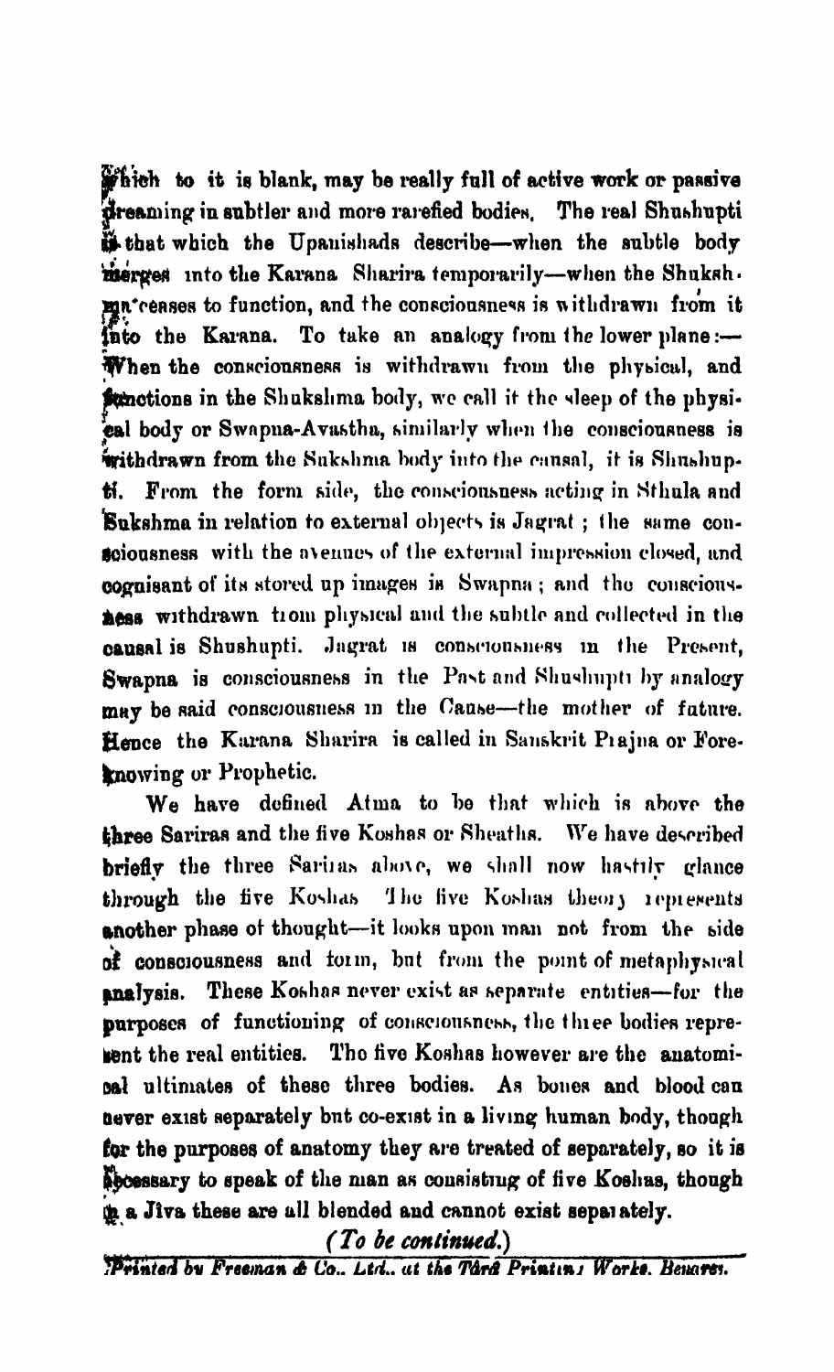which to it is blank, may be really full of active work or passive dreaming in subtler and more rarefied bodies. The real Shushupti is that which the Upanishads describe—when the subtle body merges into the Karana Sharira temporarily—when the Shukshma ceases to function, and the consciousness is withdrawn from it into the Karana. To take an analogy from the lower plane:—When the consciousness is withdrawn from the physical, and functions in the Shukshma body, we call it the sleep of the physical body or Swapna-Avastha, similarly when the consciousness is withdrawn from the Sukshma body into the causal, it is Shushupti. From the form side, the consciousness acting in Sthula and Sukshma in relation to external objects is Jagrat; the same consciousness with the avenues of the external impression closed, and cognisant of its stored up images is Swapna; and the consciousness withdrawn from physical and the subtle and collected in the causal is Shushupti. Jagrat is consciousness in the Present, Swapna is consciousness in the Past and Shushupti by analogy may be said consciousness in the Cause—the mother of future. Hence the Karana Sharira is called in Sanskrit Prajna or Fore-knowing or Prophetic.

We have defined Atma to be that which is above the three Sariras and the five Koshas or Sheaths. We have described briefly the three Sariras above, we shall now hastily glance through the five Koshas. The five Koshas theory represents another phase of thought—it looks upon man not from the side of consciousness and form, but from the point of metaphysical analysis. These Koshas never exist as separate entities—for the purposes of functioning of consciousness, the three bodies represent the real entities. The five Koshas however are the anatomical ultimates of these three bodies. As bones and blood can never exist separately but co-exist in a living human body, though for the purposes of anatomy they are treated of separately, so it is necessary to speak of the man as consisting of five Koshas, though in a Jiva these are all blended and cannot exist separately.

*(To be continued.)*

*Printed by Freeman & Co., Ltd., at the Tara Printing Works, Benares.*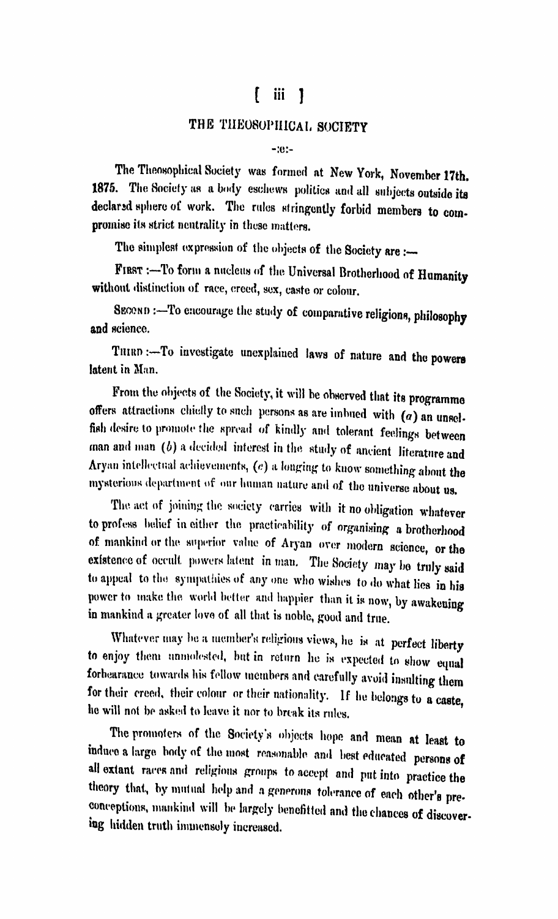# THE THEOSOPHICAL SOCIETY

-:o:-

The Theosophical Society was formed at New York, November 17th. 1875. The Society as a body eschews politics and all subjects outside its declared sphere of work. The rules stringently forbid members to compromise its strict neutrality in these matters.

The simplest expression of the objects of the Society are :—

FIRST :—To form a nucleus of the Universal Brotherhood of Humanity without distinction of race, creed, sex, caste or colour.

SECOND :—To encourage the study of comparative religions, philosophy and science.

THIRD :—To investigate unexplained laws of nature and the powers latent in Man.

From the objects of the Society, it will be observed that its programme offers attractions chiefly to such persons as are imbued with (*a*) an unselfish desire to promote the spread of kindly and tolerant feelings between man and man (*b*) a decided interest in the study of ancient literature and Aryan intellectual achievements, (*c*) a longing to know something about the mysterious department of our human nature and of the universe about us.

The act of joining the society carries with it no obligation whatever to profess belief in either the practicability of organising a brotherhood of mankind or the superior value of Aryan over modern science, or the existence of occult powers latent in man. The Society may be truly said to appeal to the sympathies of any one who wishes to do what lies in his power to make the world better and happier than it is now, by awakening in mankind a greater love of all that is noble, good and true.

Whatever may be a member's religious views, he is at perfect liberty to enjoy them unmolested, but in return he is expected to show equal forbearance towards his fellow members and carefully avoid insulting them for their creed, their colour or their nationality. If he belongs to a caste, he will not be asked to leave it nor to break its rules.

The promoters of the Society's objects hope and mean at least to induce a large body of the most reasonable and best educated persons of all extant races and religious groups to accept and put into practice the theory that, by mutual help and a generous tolerance of each other's preconceptions, mankind will be largely benefitted and the chances of discovering hidden truth immensely increased.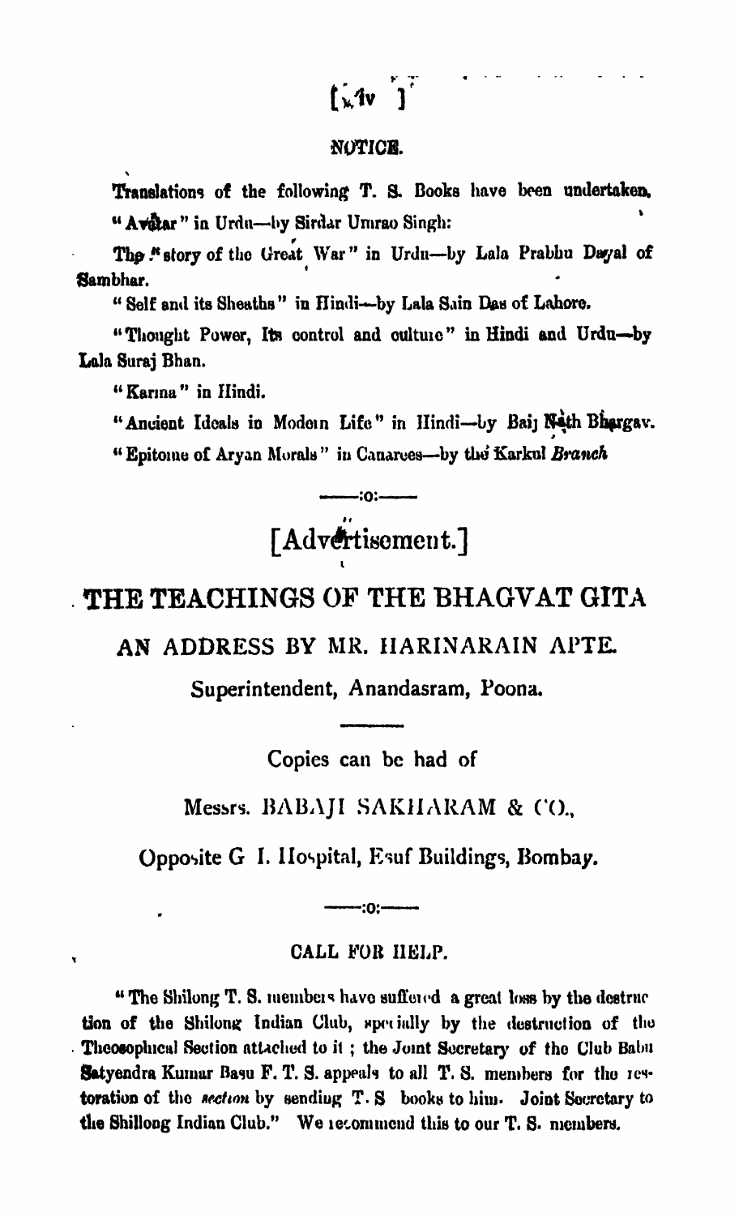## NOTICE.

Translations of the following T. S. Books have been undertaken.

"Avatar" in Urdu—by Sirdar Umrao Singh:

The "story of the Great War" in Urdu—by Lala Prabhu Dayal of Sambhar.

"Self and its Sheaths" in Hindi—by Lala Sain Das of Lahore.

"Thought Power, Its control and culture" in Hindi and Urdu—by Lala Suraj Bhan.

"Karma" in Hindi.

"Ancient Ideals in Modern Life" in Hindi—by Baij Nath Bhargav.

"Epitome of Aryan Morals" in Canarees—by the Karkul *Branch*

—:o:—

[Advertisement.]

## THE TEACHINGS OF THE BHAGVAT GITA

### AN ADDRESS BY MR. HARINARAIN APTE.

Superintendent, Anandasram, Poona.

Copies can be had of

Messrs. BABAJI SAKHARAM & CO.,

Opposite G I. Hospital, Esuf Buildings, Bombay.

—:o:—

### CALL FOR HELP.

"The Shilong T. S. members have suffered a great loss by the destruction of the Shilong Indian Club, specially by the destruction of the Theosophical Section attached to it ; the Joint Secretary of the Club Babu Satyendra Kumar Basu F. T. S. appeals to all T. S. members for the restoration of the *section* by sending T. S books to him. Joint Secretary to the Shillong Indian Club." We recommend this to our T. S. members.